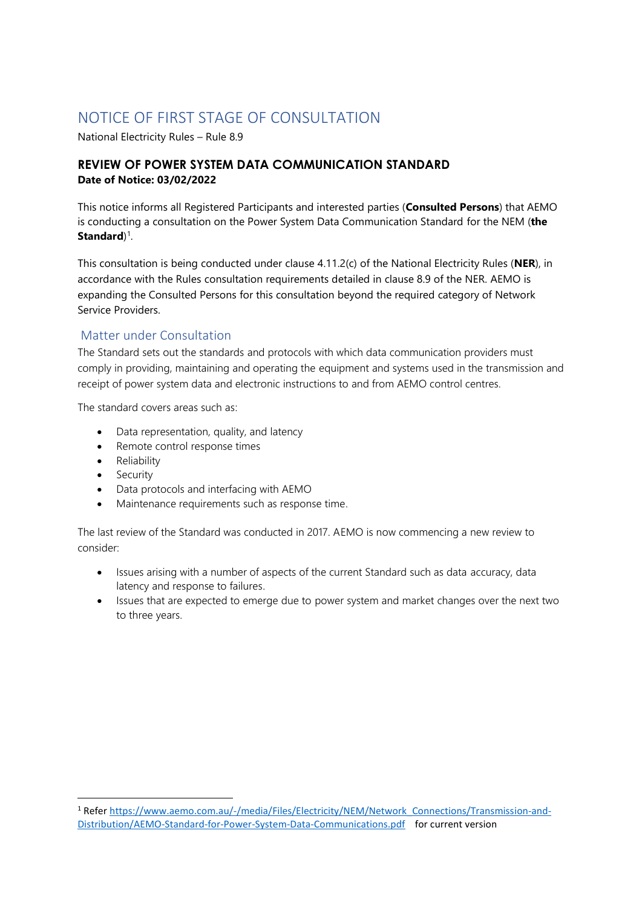# NOTICE OF FIRST STAGE OF CONSULTATION

National Electricity Rules – Rule 8.9

## REVIEW OF POWER SYSTEM DATA COMMUNICATION STANDARD

**Date of Notice: 03/02/2022**

This notice informs all Registered Participants and interested parties (**Consulted Persons**) that AEMO is conducting a consultation on the Power System Data Communication Standard for the NEM (**the Standard**)[1].

This consultation is being conducted under clause 4.11.2(c) of the National Electricity Rules (**NER**), in accordance with the Rules consultation requirements detailed in clause 8.9 of the NER. AEMO is expanding the Consulted Persons for this consultation beyond the required category of Network Service Providers.

### Matter under Consultation

The Standard sets out the standards and protocols with which data communication providers must comply in providing, maintaining and operating the equipment and systems used in the transmission and receipt of power system data and electronic instructions to and from AEMO control centres.

The standard covers areas such as:

- Data representation, quality, and latency
- Remote control response times
- Reliability
- Security
- Data protocols and interfacing with AEMO
- Maintenance requirements such as response time.

The last review of the Standard was conducted in 2017. AEMO is now commencing a new review to consider:

- Issues arising with a number of aspects of the current Standard such as data accuracy, data latency and response to failures.
- Issues that are expected to emerge due to power system and market changes over the next two to three years.

---

[1] Refer https://www.aemo.com.au/-/media/Files/Electricity/NEM/Network_Connections/Transmission-and-Distribution/AEMO-Standard-for-Power-System-Data-Communications.pdf for current version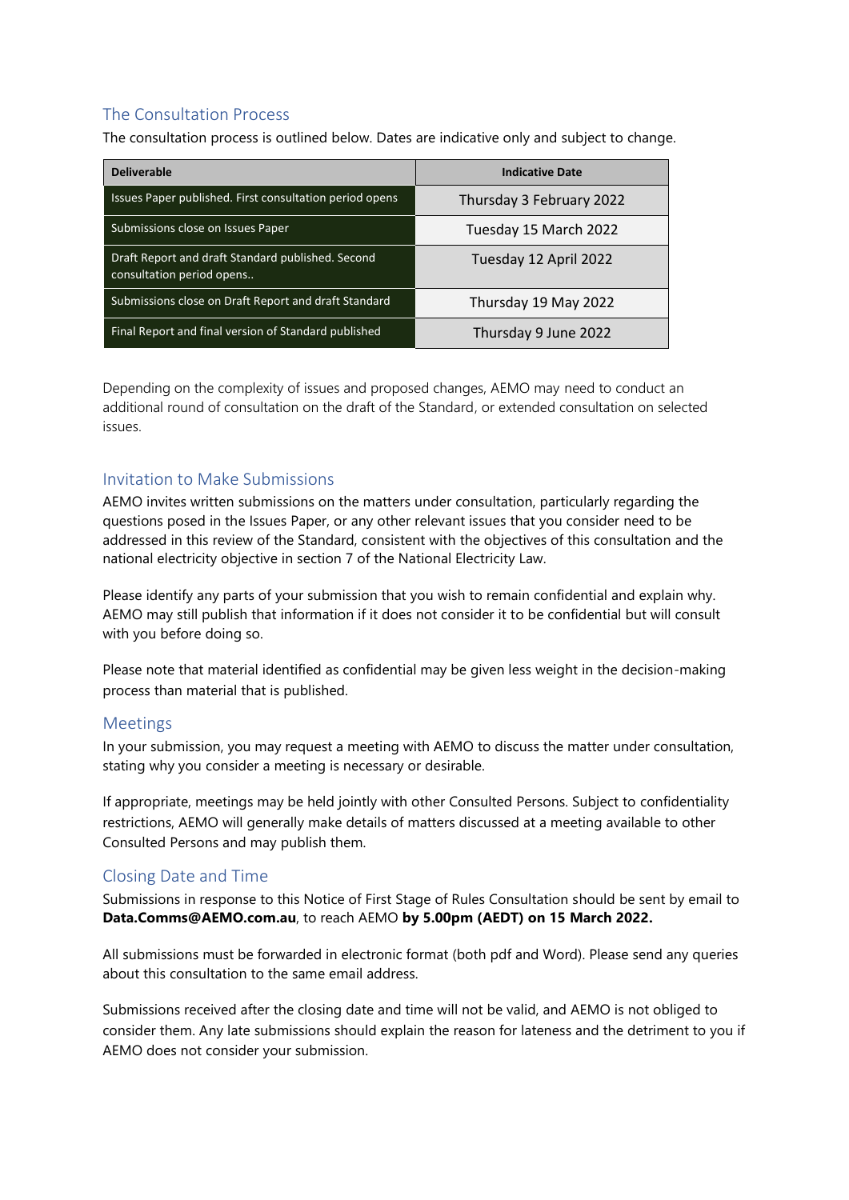## The Consultation Process

The consultation process is outlined below. Dates are indicative only and subject to change.

| Deliverable | Indicative Date |
| --- | --- |
| Issues Paper published. First consultation period opens | Thursday 3 February 2022 |
| Submissions close on Issues Paper | Tuesday 15 March 2022 |
| Draft Report and draft Standard published. Second consultation period opens.. | Tuesday 12 April 2022 |
| Submissions close on Draft Report and draft Standard | Thursday 19 May 2022 |
| Final Report and final version of Standard published | Thursday 9 June 2022 |

Depending on the complexity of issues and proposed changes, AEMO may need to conduct an additional round of consultation on the draft of the Standard, or extended consultation on selected issues.

## Invitation to Make Submissions

AEMO invites written submissions on the matters under consultation, particularly regarding the questions posed in the Issues Paper, or any other relevant issues that you consider need to be addressed in this review of the Standard, consistent with the objectives of this consultation and the national electricity objective in section 7 of the National Electricity Law.

Please identify any parts of your submission that you wish to remain confidential and explain why. AEMO may still publish that information if it does not consider it to be confidential but will consult with you before doing so.

Please note that material identified as confidential may be given less weight in the decision-making process than material that is published.

## Meetings

In your submission, you may request a meeting with AEMO to discuss the matter under consultation, stating why you consider a meeting is necessary or desirable.

If appropriate, meetings may be held jointly with other Consulted Persons. Subject to confidentiality restrictions, AEMO will generally make details of matters discussed at a meeting available to other Consulted Persons and may publish them.

## Closing Date and Time

Submissions in response to this Notice of First Stage of Rules Consultation should be sent by email to **Data.Comms@AEMO.com.au**, to reach AEMO **by 5.00pm (AEDT) on 15 March 2022.**

All submissions must be forwarded in electronic format (both pdf and Word). Please send any queries about this consultation to the same email address.

Submissions received after the closing date and time will not be valid, and AEMO is not obliged to consider them. Any late submissions should explain the reason for lateness and the detriment to you if AEMO does not consider your submission.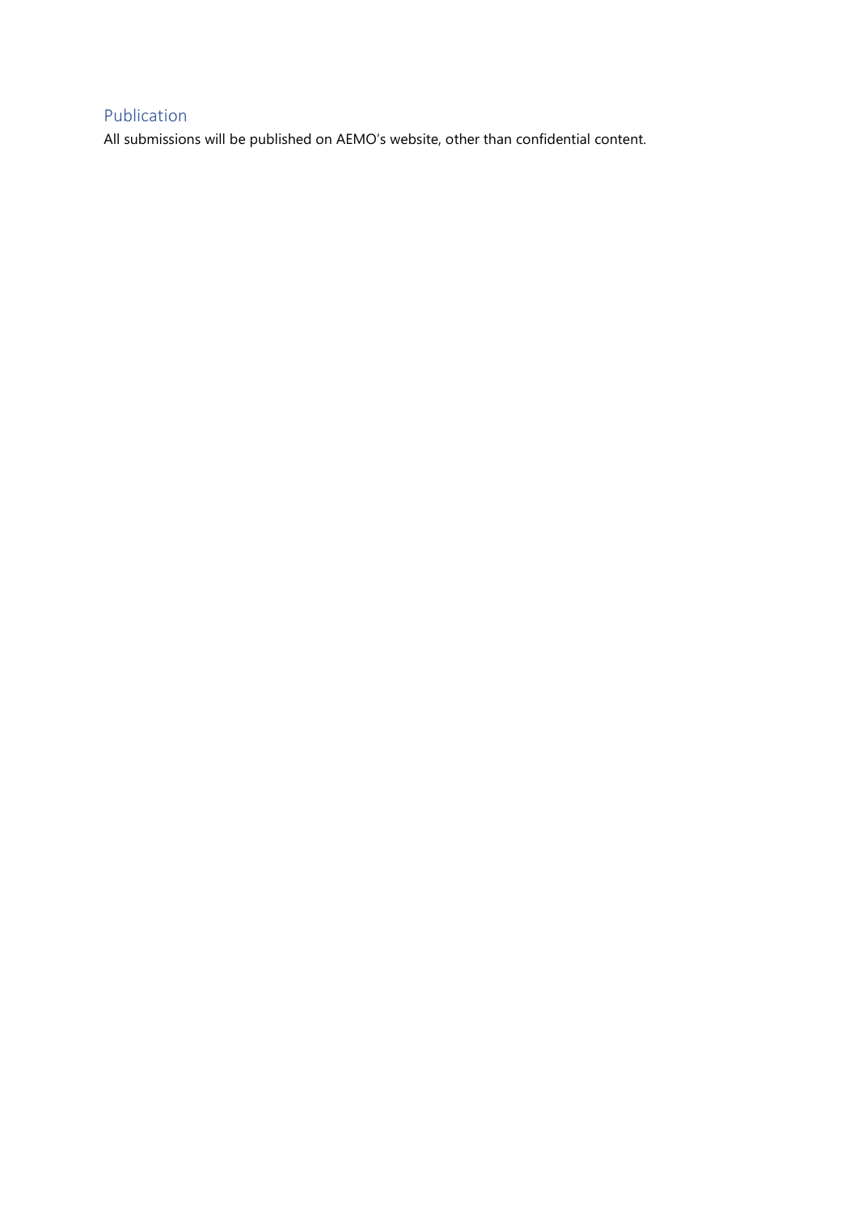## Publication

All submissions will be published on AEMO's website, other than confidential content.